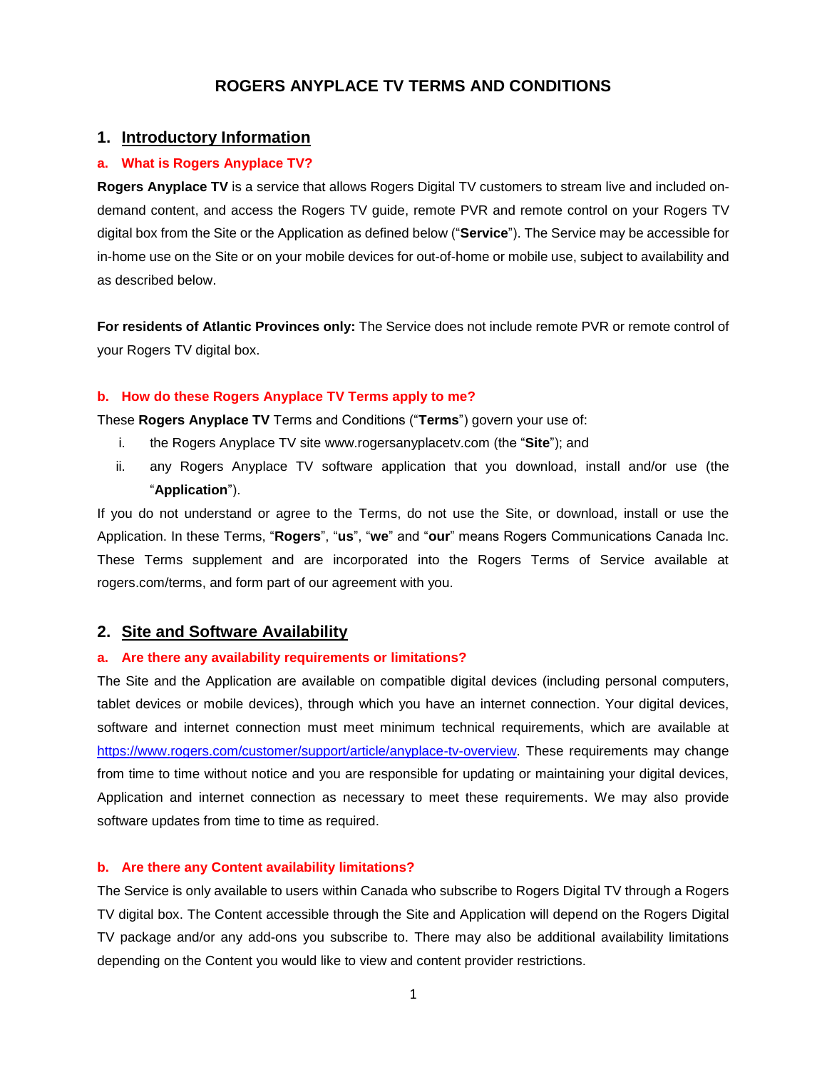# ROGERS ANYPLACE TV TERMS AND CONDITIONS

## 1. Introductory Information

### a. What is Rogers Anyplace TV?

**Rogers Anyplace TV** is a service that allows Rogers Digital TV customers to stream live and included on-demand content, and access the Rogers TV guide, remote PVR and remote control on your Rogers TV digital box from the Site or the Application as defined below ("**Service**"). The Service may be accessible for in-home use on the Site or on your mobile devices for out-of-home or mobile use, subject to availability and as described below.

**For residents of Atlantic Provinces only:** The Service does not include remote PVR or remote control of your Rogers TV digital box.

### b. How do these Rogers Anyplace TV Terms apply to me?

These **Rogers Anyplace TV** Terms and Conditions ("**Terms**") govern your use of:

i. the Rogers Anyplace TV site www.rogersanyplacetv.com (the "**Site**"); and

ii. any Rogers Anyplace TV software application that you download, install and/or use (the "**Application**").

If you do not understand or agree to the Terms, do not use the Site, or download, install or use the Application. In these Terms, "**Rogers**", "**us**", "**we**" and "**our**" means Rogers Communications Canada Inc. These Terms supplement and are incorporated into the Rogers Terms of Service available at rogers.com/terms, and form part of our agreement with you.

## 2. Site and Software Availability

### a. Are there any availability requirements or limitations?

The Site and the Application are available on compatible digital devices (including personal computers, tablet devices or mobile devices), through which you have an internet connection. Your digital devices, software and internet connection must meet minimum technical requirements, which are available at [https://www.rogers.com/customer/support/article/anyplace-tv-overview](https://www.rogers.com/customer/support/article/anyplace-tv-overview). These requirements may change from time to time without notice and you are responsible for updating or maintaining your digital devices, Application and internet connection as necessary to meet these requirements. We may also provide software updates from time to time as required.

### b. Are there any Content availability limitations?

The Service is only available to users within Canada who subscribe to Rogers Digital TV through a Rogers TV digital box. The Content accessible through the Site and Application will depend on the Rogers Digital TV package and/or any add-ons you subscribe to. There may also be additional availability limitations depending on the Content you would like to view and content provider restrictions.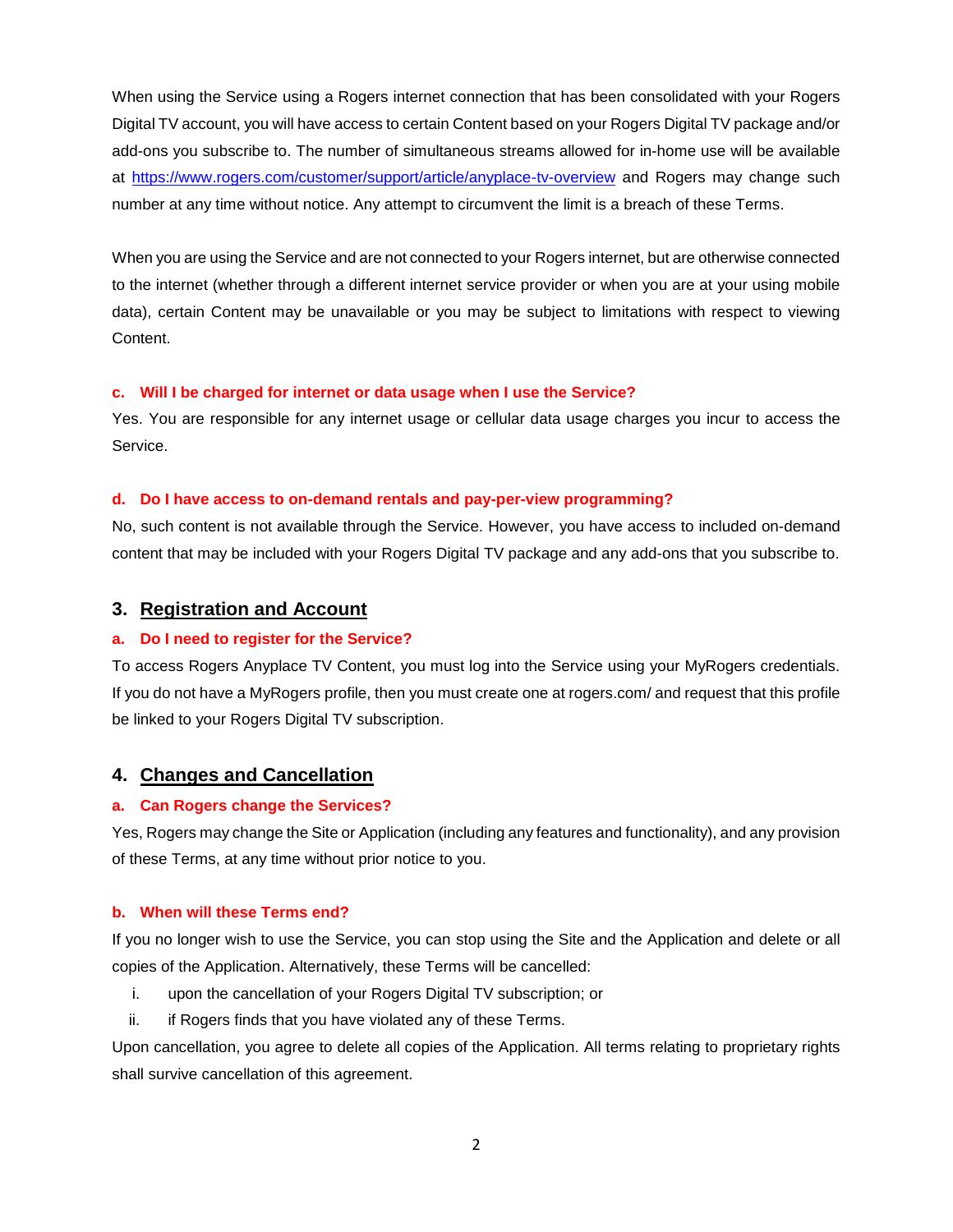When using the Service using a Rogers internet connection that has been consolidated with your Rogers Digital TV account, you will have access to certain Content based on your Rogers Digital TV package and/or add-ons you subscribe to. The number of simultaneous streams allowed for in-home use will be available at [https://www.rogers.com/customer/support/article/anyplace-tv-overview](https://www.rogers.com/customer/support/article/anyplace-tv-overview) and Rogers may change such number at any time without notice. Any attempt to circumvent the limit is a breach of these Terms.

When you are using the Service and are not connected to your Rogers internet, but are otherwise connected to the internet (whether through a different internet service provider or when you are at your using mobile data), certain Content may be unavailable or you may be subject to limitations with respect to viewing Content.

### c. Will I be charged for internet or data usage when I use the Service?

Yes. You are responsible for any internet usage or cellular data usage charges you incur to access the Service.

### d. Do I have access to on-demand rentals and pay-per-view programming?

No, such content is not available through the Service. However, you have access to included on-demand content that may be included with your Rogers Digital TV package and any add-ons that you subscribe to.

## 3. Registration and Account

### a. Do I need to register for the Service?

To access Rogers Anyplace TV Content, you must log into the Service using your MyRogers credentials. If you do not have a MyRogers profile, then you must create one at rogers.com/ and request that this profile be linked to your Rogers Digital TV subscription.

## 4. Changes and Cancellation

### a. Can Rogers change the Services?

Yes, Rogers may change the Site or Application (including any features and functionality), and any provision of these Terms, at any time without prior notice to you.

### b. When will these Terms end?

If you no longer wish to use the Service, you can stop using the Site and the Application and delete or all copies of the Application. Alternatively, these Terms will be cancelled:

i. upon the cancellation of your Rogers Digital TV subscription; or
ii. if Rogers finds that you have violated any of these Terms.

Upon cancellation, you agree to delete all copies of the Application. All terms relating to proprietary rights shall survive cancellation of this agreement.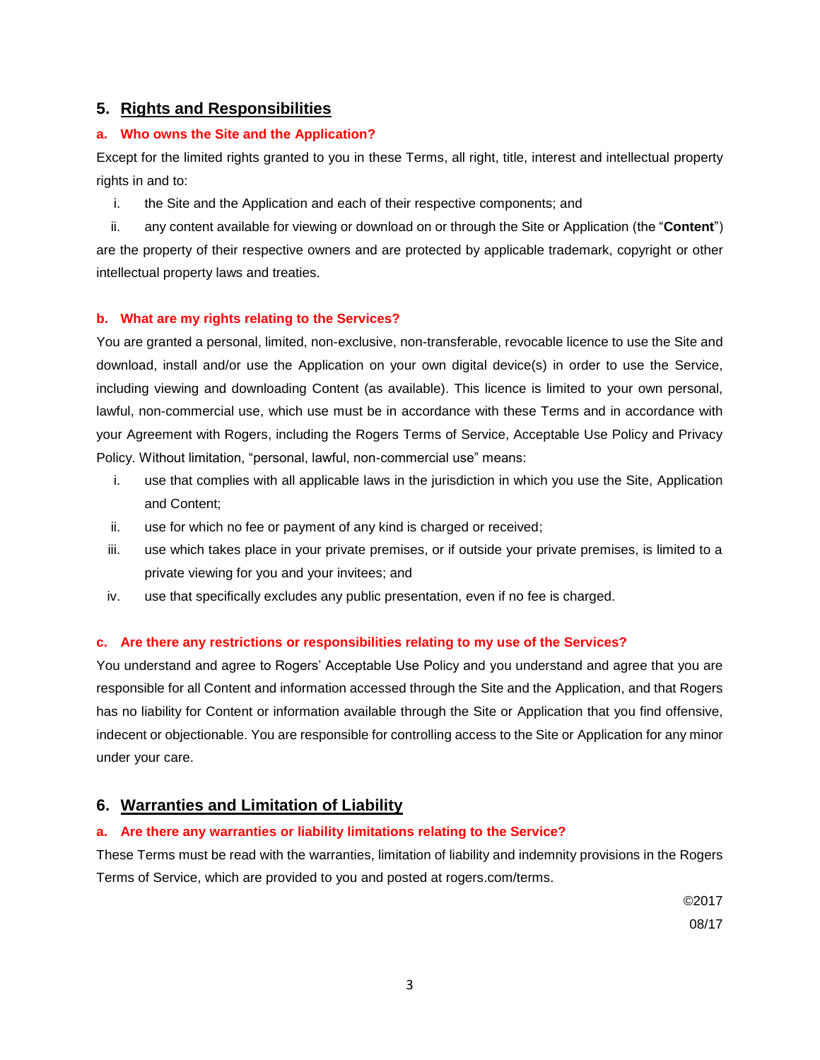## 5. Rights and Responsibilities

### a. Who owns the Site and the Application?

Except for the limited rights granted to you in these Terms, all right, title, interest and intellectual property rights in and to:

i. the Site and the Application and each of their respective components; and

ii. any content available for viewing or download on or through the Site or Application (the "**Content**")

are the property of their respective owners and are protected by applicable trademark, copyright or other intellectual property laws and treaties.

### b. What are my rights relating to the Services?

You are granted a personal, limited, non-exclusive, non-transferable, revocable licence to use the Site and download, install and/or use the Application on your own digital device(s) in order to use the Service, including viewing and downloading Content (as available). This licence is limited to your own personal, lawful, non-commercial use, which use must be in accordance with these Terms and in accordance with your Agreement with Rogers, including the Rogers Terms of Service, Acceptable Use Policy and Privacy Policy. Without limitation, "personal, lawful, non-commercial use" means:

i. use that complies with all applicable laws in the jurisdiction in which you use the Site, Application and Content;

ii. use for which no fee or payment of any kind is charged or received;

iii. use which takes place in your private premises, or if outside your private premises, is limited to a private viewing for you and your invitees; and

iv. use that specifically excludes any public presentation, even if no fee is charged.

### c. Are there any restrictions or responsibilities relating to my use of the Services?

You understand and agree to Rogers' Acceptable Use Policy and you understand and agree that you are responsible for all Content and information accessed through the Site and the Application, and that Rogers has no liability for Content or information available through the Site or Application that you find offensive, indecent or objectionable. You are responsible for controlling access to the Site or Application for any minor under your care.

## 6. Warranties and Limitation of Liability

### a. Are there any warranties or liability limitations relating to the Service?

These Terms must be read with the warranties, limitation of liability and indemnity provisions in the Rogers Terms of Service, which are provided to you and posted at rogers.com/terms.

©2017

08/17